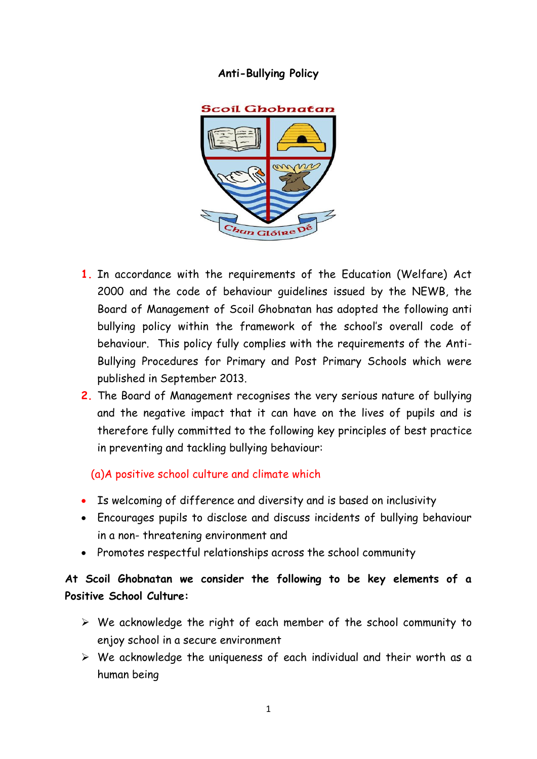# Anti-Bullying Policy

Scoil Ghobnatan

Chun Glóire Dé

1. In accordance with the requirements of the Education (Welfare) Act 2000 and the code of behaviour guidelines issued by the NEWB, the Board of Management of Scoil Ghobnatan has adopted the following anti bullying policy within the framework of the school's overall code of behaviour. This policy fully complies with the requirements of the Anti-Bullying Procedures for Primary and Post Primary Schools which were published in September 2013.
2. The Board of Management recognises the very serious nature of bullying and the negative impact that it can have on the lives of pupils and is therefore fully committed to the following key principles of best practice in preventing and tackling bullying behaviour:

(a)A positive school culture and climate which

- Is welcoming of difference and diversity and is based on inclusivity
- Encourages pupils to disclose and discuss incidents of bullying behaviour in a non- threatening environment and
- Promotes respectful relationships across the school community

**At Scoil Ghobnatan we consider the following to be key elements of a Positive School Culture:**

- We acknowledge the right of each member of the school community to enjoy school in a secure environment
- We acknowledge the uniqueness of each individual and their worth as a human being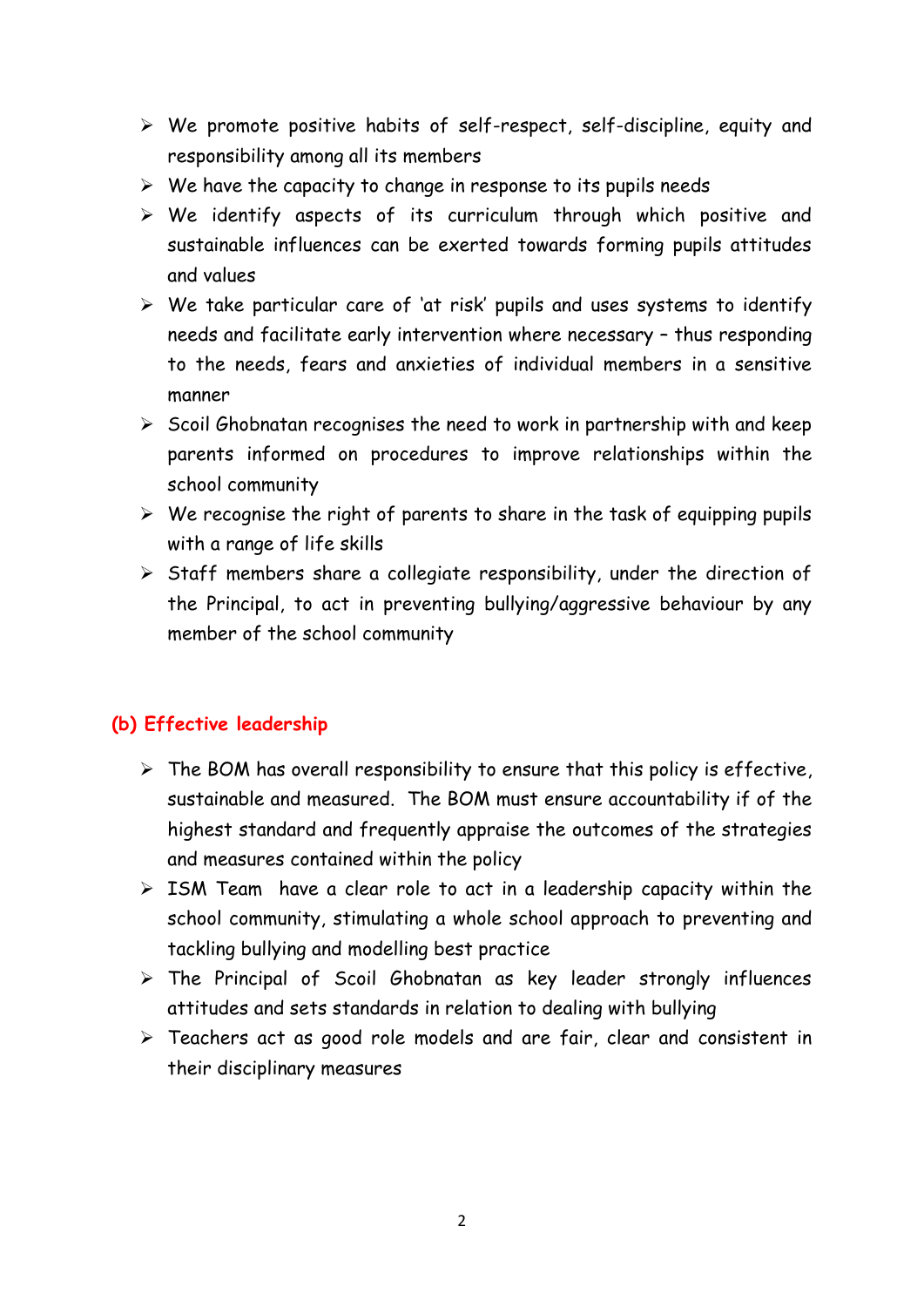- We promote positive habits of self-respect, self-discipline, equity and responsibility among all its members
- We have the capacity to change in response to its pupils needs
- We identify aspects of its curriculum through which positive and sustainable influences can be exerted towards forming pupils attitudes and values
- We take particular care of 'at risk' pupils and uses systems to identify needs and facilitate early intervention where necessary – thus responding to the needs, fears and anxieties of individual members in a sensitive manner
- Scoil Ghobnatan recognises the need to work in partnership with and keep parents informed on procedures to improve relationships within the school community
- We recognise the right of parents to share in the task of equipping pupils with a range of life skills
- Staff members share a collegiate responsibility, under the direction of the Principal, to act in preventing bullying/aggressive behaviour by any member of the school community

## (b) Effective leadership

- The BOM has overall responsibility to ensure that this policy is effective, sustainable and measured. The BOM must ensure accountability if of the highest standard and frequently appraise the outcomes of the strategies and measures contained within the policy
- ISM Team have a clear role to act in a leadership capacity within the school community, stimulating a whole school approach to preventing and tackling bullying and modelling best practice
- The Principal of Scoil Ghobnatan as key leader strongly influences attitudes and sets standards in relation to dealing with bullying
- Teachers act as good role models and are fair, clear and consistent in their disciplinary measures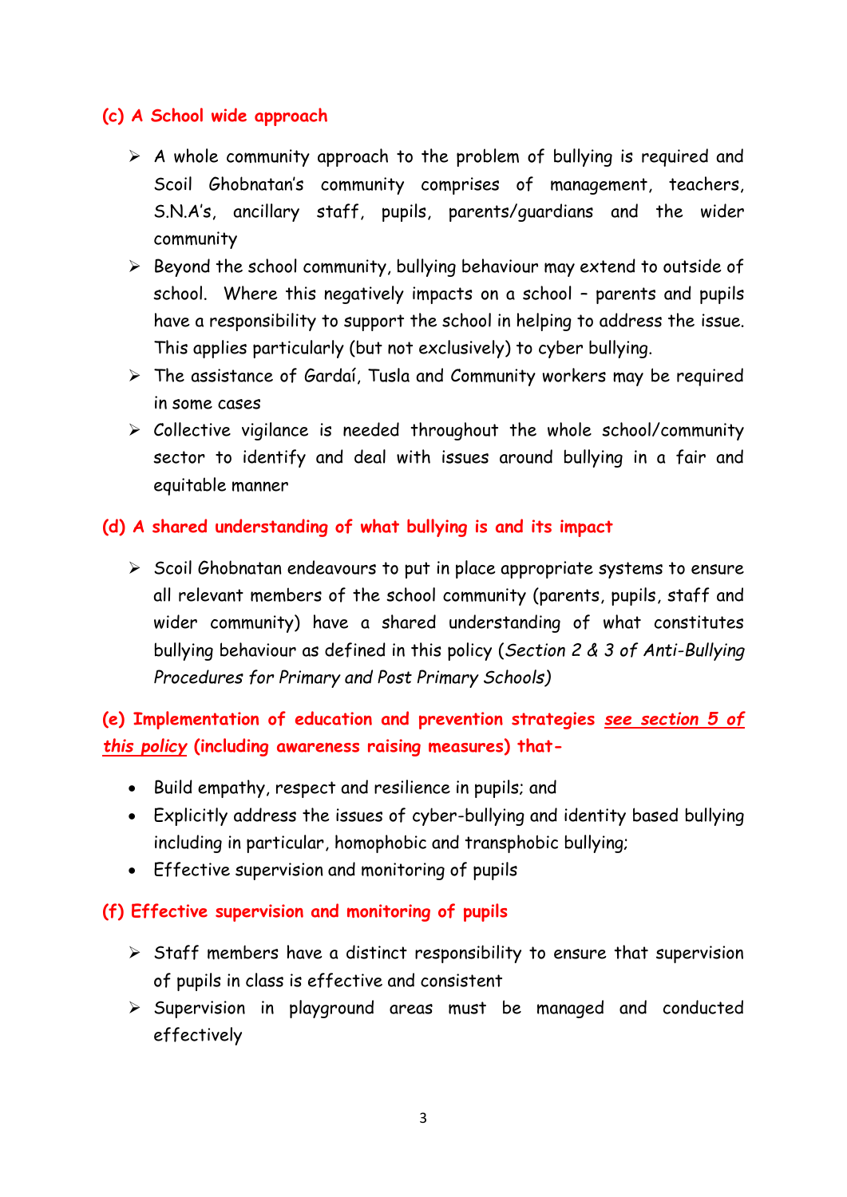### (c) A School wide approach

- A whole community approach to the problem of bullying is required and Scoil Ghobnatan's community comprises of management, teachers, S.N.A's, ancillary staff, pupils, parents/guardians and the wider community
- Beyond the school community, bullying behaviour may extend to outside of school. Where this negatively impacts on a school – parents and pupils have a responsibility to support the school in helping to address the issue. This applies particularly (but not exclusively) to cyber bullying.
- The assistance of Gardaí, Tusla and Community workers may be required in some cases
- Collective vigilance is needed throughout the whole school/community sector to identify and deal with issues around bullying in a fair and equitable manner

### (d) A shared understanding of what bullying is and its impact

- Scoil Ghobnatan endeavours to put in place appropriate systems to ensure all relevant members of the school community (parents, pupils, staff and wider community) have a shared understanding of what constitutes bullying behaviour as defined in this policy (*Section 2 & 3 of Anti-Bullying Procedures for Primary and Post Primary Schools)*

### (e) Implementation of education and prevention strategies *see section 5 of this policy* (including awareness raising measures) that-

- Build empathy, respect and resilience in pupils; and
- Explicitly address the issues of cyber-bullying and identity based bullying including in particular, homophobic and transphobic bullying;
- Effective supervision and monitoring of pupils

### (f) Effective supervision and monitoring of pupils

- Staff members have a distinct responsibility to ensure that supervision of pupils in class is effective and consistent
- Supervision in playground areas must be managed and conducted effectively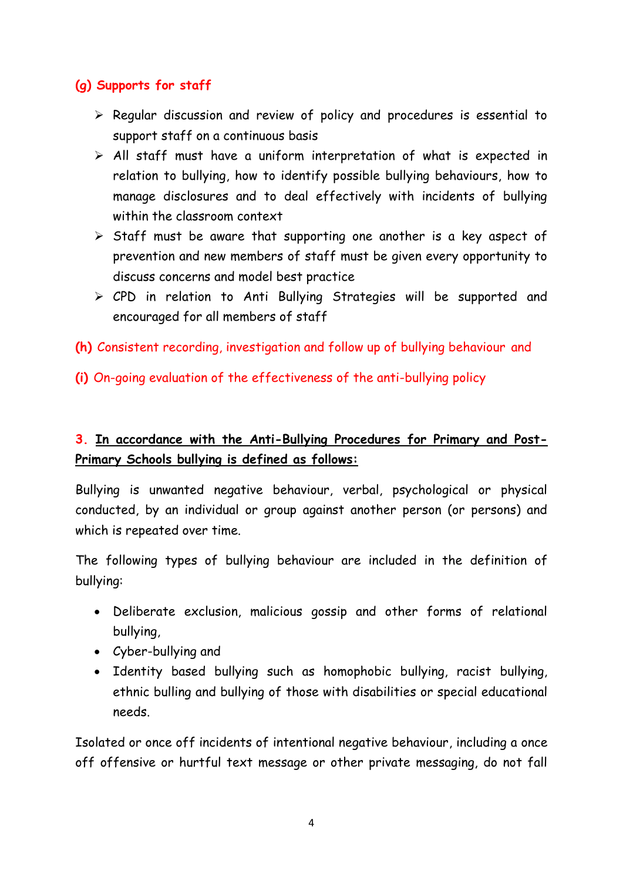### (g) Supports for staff

- Regular discussion and review of policy and procedures is essential to support staff on a continuous basis
- All staff must have a uniform interpretation of what is expected in relation to bullying, how to identify possible bullying behaviours, how to manage disclosures and to deal effectively with incidents of bullying within the classroom context
- Staff must be aware that supporting one another is a key aspect of prevention and new members of staff must be given every opportunity to discuss concerns and model best practice
- CPD in relation to Anti Bullying Strategies will be supported and encouraged for all members of staff

### (h) Consistent recording, investigation and follow up of bullying behaviour and

### (i) On-going evaluation of the effectiveness of the anti-bullying policy

## 3. In accordance with the Anti-Bullying Procedures for Primary and Post-Primary Schools bullying is defined as follows:

Bullying is unwanted negative behaviour, verbal, psychological or physical conducted, by an individual or group against another person (or persons) and which is repeated over time.

The following types of bullying behaviour are included in the definition of bullying:

- Deliberate exclusion, malicious gossip and other forms of relational bullying,
- Cyber-bullying and
- Identity based bullying such as homophobic bullying, racist bullying, ethnic bulling and bullying of those with disabilities or special educational needs.

Isolated or once off incidents of intentional negative behaviour, including a once off offensive or hurtful text message or other private messaging, do not fall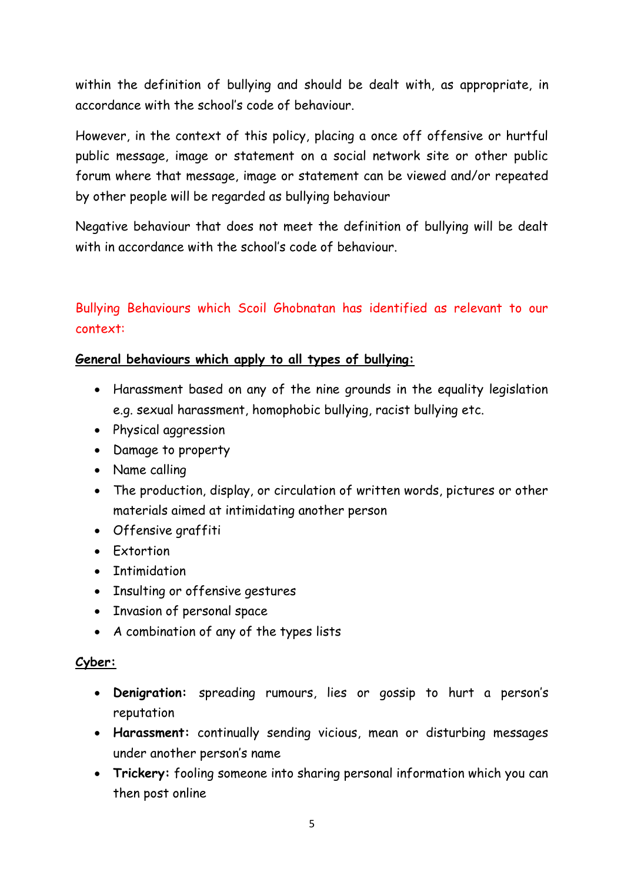within the definition of bullying and should be dealt with, as appropriate, in accordance with the school's code of behaviour.

However, in the context of this policy, placing a once off offensive or hurtful public message, image or statement on a social network site or other public forum where that message, image or statement can be viewed and/or repeated by other people will be regarded as bullying behaviour

Negative behaviour that does not meet the definition of bullying will be dealt with in accordance with the school's code of behaviour.

## Bullying Behaviours which Scoil Ghobnatan has identified as relevant to our context:

**General behaviours which apply to all types of bullying:**

- Harassment based on any of the nine grounds in the equality legislation e.g. sexual harassment, homophobic bullying, racist bullying etc.
- Physical aggression
- Damage to property
- Name calling
- The production, display, or circulation of written words, pictures or other materials aimed at intimidating another person
- Offensive graffiti
- Extortion
- Intimidation
- Insulting or offensive gestures
- Invasion of personal space
- A combination of any of the types lists

**Cyber:**

- **Denigration:** spreading rumours, lies or gossip to hurt a person's reputation
- **Harassment:** continually sending vicious, mean or disturbing messages under another person's name
- **Trickery:** fooling someone into sharing personal information which you can then post online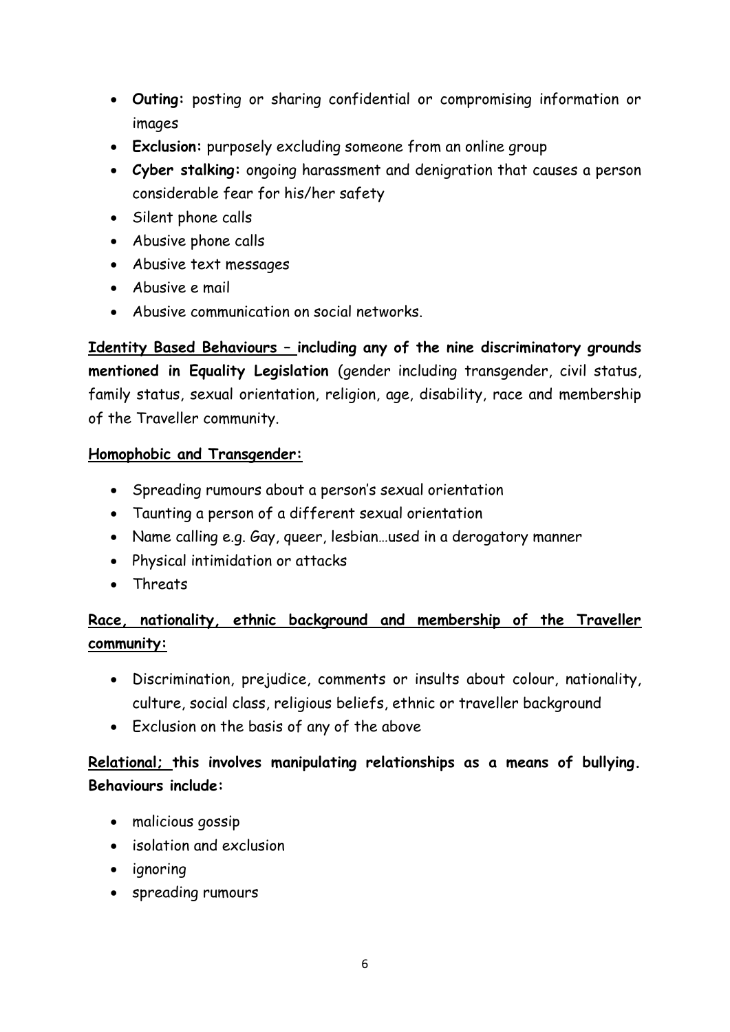- **Outing:** posting or sharing confidential or compromising information or images
- **Exclusion:** purposely excluding someone from an online group
- **Cyber stalking:** ongoing harassment and denigration that causes a person considerable fear for his/her safety
- Silent phone calls
- Abusive phone calls
- Abusive text messages
- Abusive e mail
- Abusive communication on social networks.

**Identity Based Behaviours – including any of the nine discriminatory grounds mentioned in Equality Legislation** (gender including transgender, civil status, family status, sexual orientation, religion, age, disability, race and membership of the Traveller community.

**Homophobic and Transgender:**

- Spreading rumours about a person's sexual orientation
- Taunting a person of a different sexual orientation
- Name calling e.g. Gay, queer, lesbian…used in a derogatory manner
- Physical intimidation or attacks
- Threats

**Race, nationality, ethnic background and membership of the Traveller community:**

- Discrimination, prejudice, comments or insults about colour, nationality, culture, social class, religious beliefs, ethnic or traveller background
- Exclusion on the basis of any of the above

**Relational; this involves manipulating relationships as a means of bullying. Behaviours include:**

- malicious gossip
- isolation and exclusion
- ignoring
- spreading rumours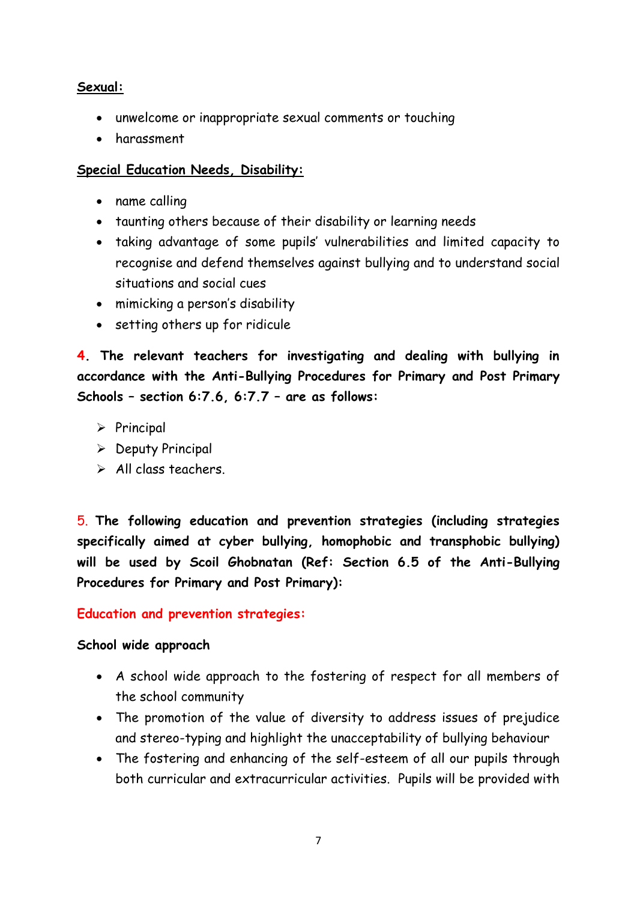**Sexual:**

- unwelcome or inappropriate sexual comments or touching
- harassment

**Special Education Needs, Disability:**

- name calling
- taunting others because of their disability or learning needs
- taking advantage of some pupils' vulnerabilities and limited capacity to recognise and defend themselves against bullying and to understand social situations and social cues
- mimicking a person's disability
- setting others up for ridicule

**4. The relevant teachers for investigating and dealing with bullying in accordance with the Anti-Bullying Procedures for Primary and Post Primary Schools – section 6:7.6, 6:7.7 – are as follows:**

- Principal
- Deputy Principal
- All class teachers.

**5. The following education and prevention strategies (including strategies specifically aimed at cyber bullying, homophobic and transphobic bullying) will be used by Scoil Ghobnatan (Ref: Section 6.5 of the Anti-Bullying Procedures for Primary and Post Primary):**

**Education and prevention strategies:**

**School wide approach**

- A school wide approach to the fostering of respect for all members of the school community
- The promotion of the value of diversity to address issues of prejudice and stereo-typing and highlight the unacceptability of bullying behaviour
- The fostering and enhancing of the self-esteem of all our pupils through both curricular and extracurricular activities. Pupils will be provided with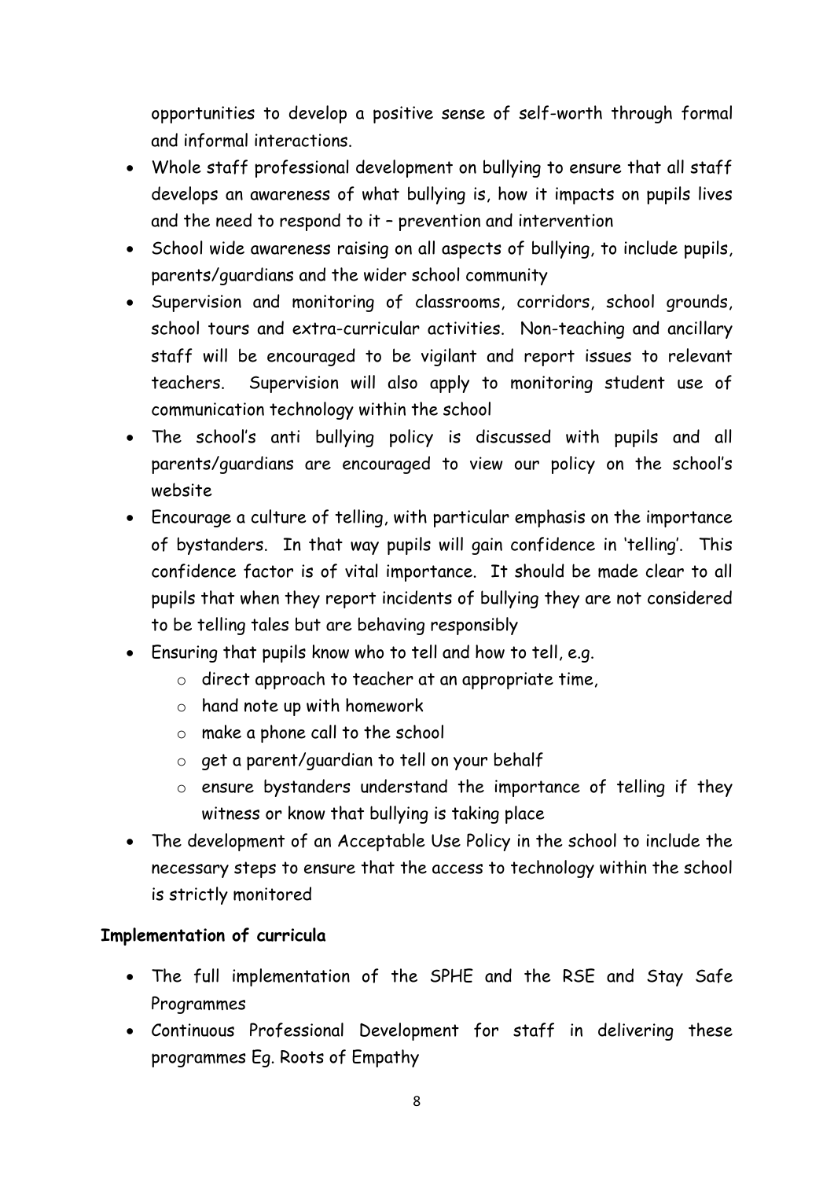opportunities to develop a positive sense of self-worth through formal and informal interactions.

- Whole staff professional development on bullying to ensure that all staff develops an awareness of what bullying is, how it impacts on pupils lives and the need to respond to it – prevention and intervention
- School wide awareness raising on all aspects of bullying, to include pupils, parents/guardians and the wider school community
- Supervision and monitoring of classrooms, corridors, school grounds, school tours and extra-curricular activities. Non-teaching and ancillary staff will be encouraged to be vigilant and report issues to relevant teachers. Supervision will also apply to monitoring student use of communication technology within the school
- The school's anti bullying policy is discussed with pupils and all parents/guardians are encouraged to view our policy on the school's website
- Encourage a culture of telling, with particular emphasis on the importance of bystanders. In that way pupils will gain confidence in 'telling'. This confidence factor is of vital importance. It should be made clear to all pupils that when they report incidents of bullying they are not considered to be telling tales but are behaving responsibly
- Ensuring that pupils know who to tell and how to tell, e.g.
  - direct approach to teacher at an appropriate time,
  - hand note up with homework
  - make a phone call to the school
  - get a parent/guardian to tell on your behalf
  - ensure bystanders understand the importance of telling if they witness or know that bullying is taking place
- The development of an Acceptable Use Policy in the school to include the necessary steps to ensure that the access to technology within the school is strictly monitored

**Implementation of curricula**

- The full implementation of the SPHE and the RSE and Stay Safe Programmes
- Continuous Professional Development for staff in delivering these programmes Eg. Roots of Empathy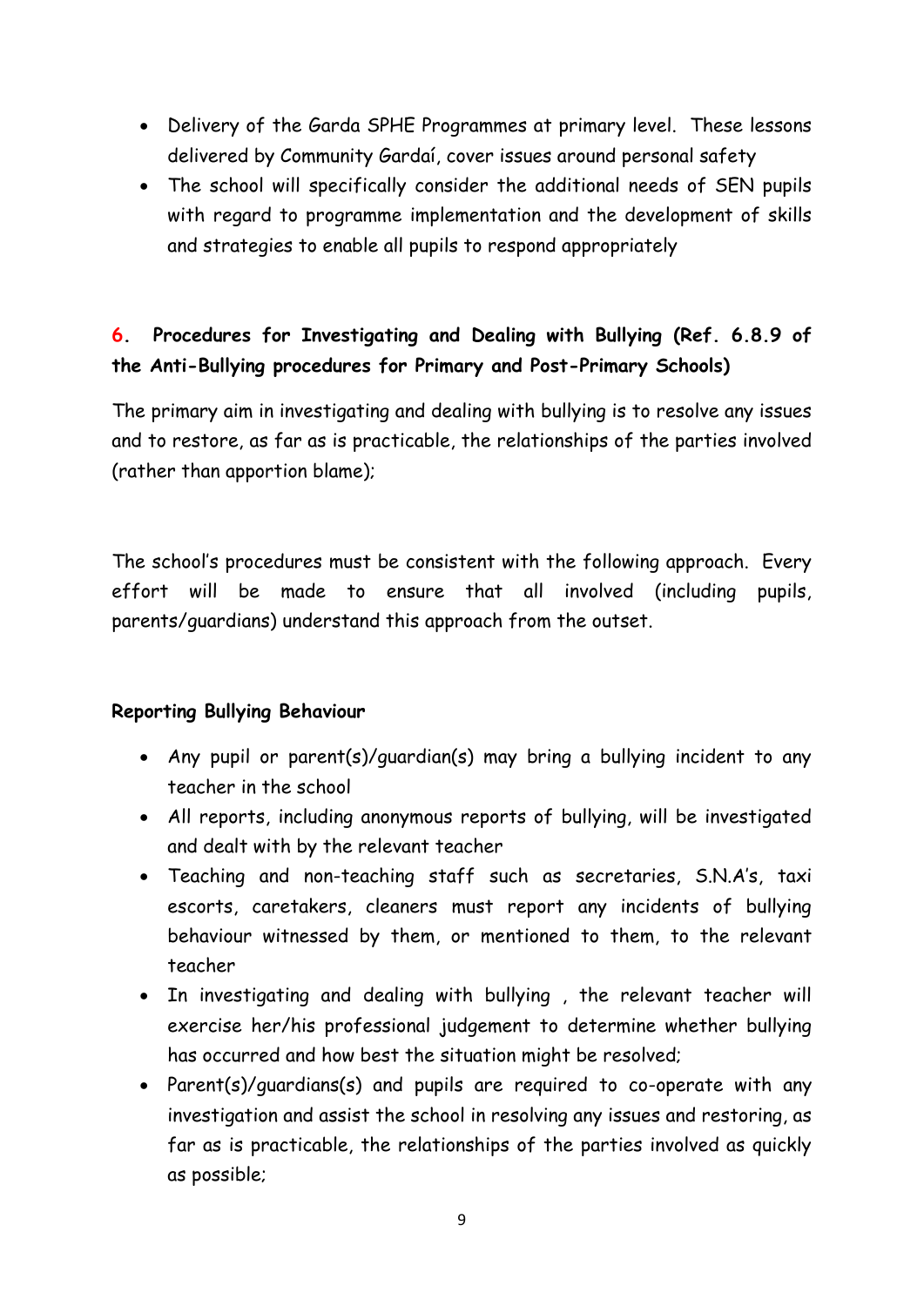- Delivery of the Garda SPHE Programmes at primary level. These lessons delivered by Community Gardaí, cover issues around personal safety
- The school will specifically consider the additional needs of SEN pupils with regard to programme implementation and the development of skills and strategies to enable all pupils to respond appropriately

## 6. Procedures for Investigating and Dealing with Bullying (Ref. 6.8.9 of the Anti-Bullying procedures for Primary and Post-Primary Schools)

The primary aim in investigating and dealing with bullying is to resolve any issues and to restore, as far as is practicable, the relationships of the parties involved (rather than apportion blame);

The school's procedures must be consistent with the following approach. Every effort will be made to ensure that all involved (including pupils, parents/guardians) understand this approach from the outset.

**Reporting Bullying Behaviour**

- Any pupil or parent(s)/guardian(s) may bring a bullying incident to any teacher in the school
- All reports, including anonymous reports of bullying, will be investigated and dealt with by the relevant teacher
- Teaching and non-teaching staff such as secretaries, S.N.A's, taxi escorts, caretakers, cleaners must report any incidents of bullying behaviour witnessed by them, or mentioned to them, to the relevant teacher
- In investigating and dealing with bullying , the relevant teacher will exercise her/his professional judgement to determine whether bullying has occurred and how best the situation might be resolved;
- Parent(s)/guardians(s) and pupils are required to co-operate with any investigation and assist the school in resolving any issues and restoring, as far as is practicable, the relationships of the parties involved as quickly as possible;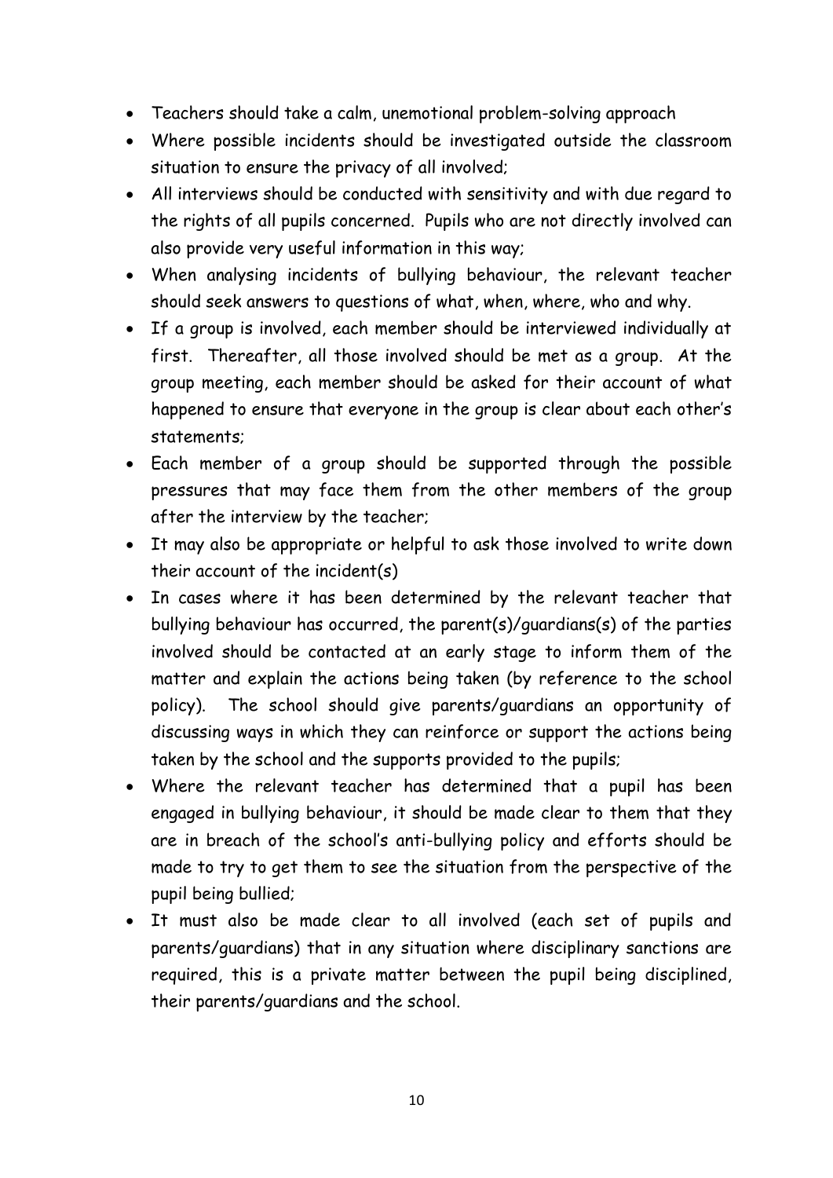- Teachers should take a calm, unemotional problem-solving approach
- Where possible incidents should be investigated outside the classroom situation to ensure the privacy of all involved;
- All interviews should be conducted with sensitivity and with due regard to the rights of all pupils concerned. Pupils who are not directly involved can also provide very useful information in this way;
- When analysing incidents of bullying behaviour, the relevant teacher should seek answers to questions of what, when, where, who and why.
- If a group is involved, each member should be interviewed individually at first. Thereafter, all those involved should be met as a group. At the group meeting, each member should be asked for their account of what happened to ensure that everyone in the group is clear about each other's statements;
- Each member of a group should be supported through the possible pressures that may face them from the other members of the group after the interview by the teacher;
- It may also be appropriate or helpful to ask those involved to write down their account of the incident(s)
- In cases where it has been determined by the relevant teacher that bullying behaviour has occurred, the parent(s)/guardians(s) of the parties involved should be contacted at an early stage to inform them of the matter and explain the actions being taken (by reference to the school policy). The school should give parents/guardians an opportunity of discussing ways in which they can reinforce or support the actions being taken by the school and the supports provided to the pupils;
- Where the relevant teacher has determined that a pupil has been engaged in bullying behaviour, it should be made clear to them that they are in breach of the school's anti-bullying policy and efforts should be made to try to get them to see the situation from the perspective of the pupil being bullied;
- It must also be made clear to all involved (each set of pupils and parents/guardians) that in any situation where disciplinary sanctions are required, this is a private matter between the pupil being disciplined, their parents/guardians and the school.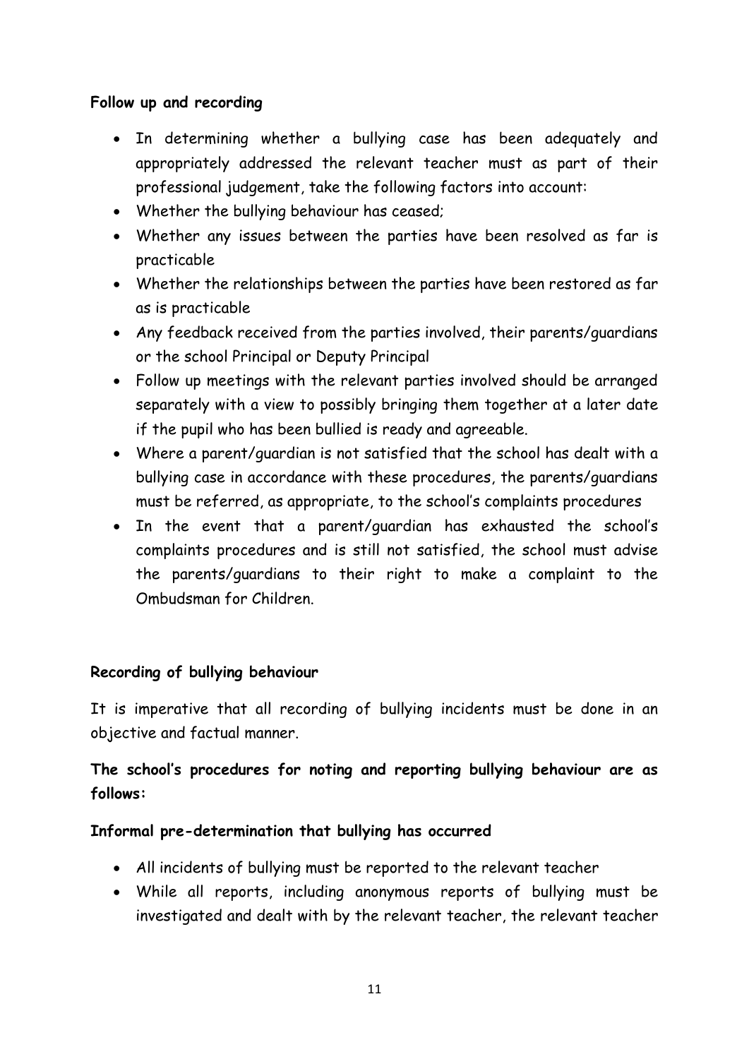**Follow up and recording**

- In determining whether a bullying case has been adequately and appropriately addressed the relevant teacher must as part of their professional judgement, take the following factors into account:
- Whether the bullying behaviour has ceased;
- Whether any issues between the parties have been resolved as far is practicable
- Whether the relationships between the parties have been restored as far as is practicable
- Any feedback received from the parties involved, their parents/guardians or the school Principal or Deputy Principal
- Follow up meetings with the relevant parties involved should be arranged separately with a view to possibly bringing them together at a later date if the pupil who has been bullied is ready and agreeable.
- Where a parent/guardian is not satisfied that the school has dealt with a bullying case in accordance with these procedures, the parents/guardians must be referred, as appropriate, to the school's complaints procedures
- In the event that a parent/guardian has exhausted the school's complaints procedures and is still not satisfied, the school must advise the parents/guardians to their right to make a complaint to the Ombudsman for Children.

**Recording of bullying behaviour**

It is imperative that all recording of bullying incidents must be done in an objective and factual manner.

**The school's procedures for noting and reporting bullying behaviour are as follows:**

**Informal pre-determination that bullying has occurred**

- All incidents of bullying must be reported to the relevant teacher
- While all reports, including anonymous reports of bullying must be investigated and dealt with by the relevant teacher, the relevant teacher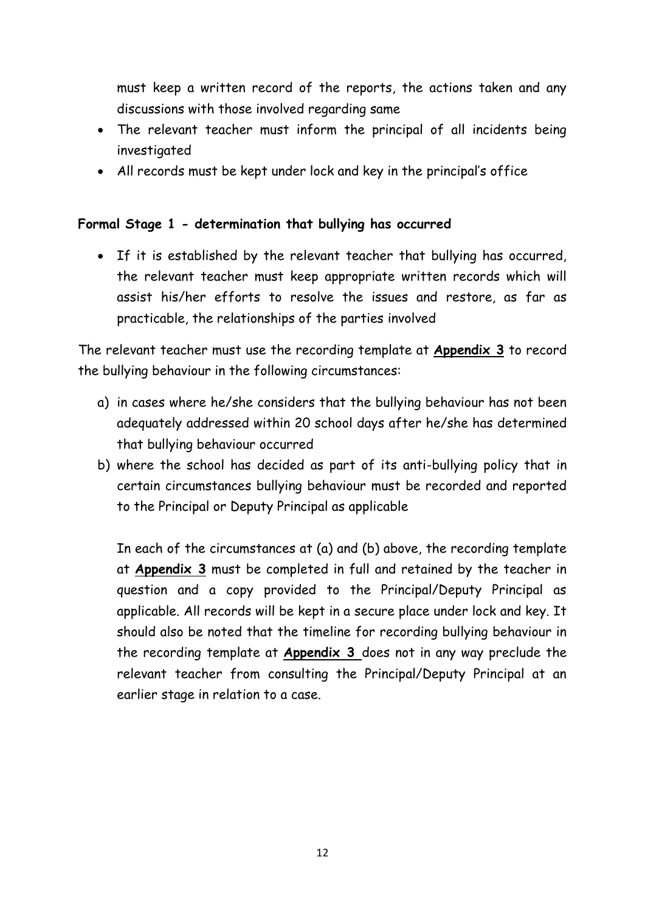must keep a written record of the reports, the actions taken and any discussions with those involved regarding same

- The relevant teacher must inform the principal of all incidents being investigated
- All records must be kept under lock and key in the principal's office

**Formal Stage 1 - determination that bullying has occurred**

- If it is established by the relevant teacher that bullying has occurred, the relevant teacher must keep appropriate written records which will assist his/her efforts to resolve the issues and restore, as far as practicable, the relationships of the parties involved

The relevant teacher must use the recording template at **Appendix 3** to record the bullying behaviour in the following circumstances:

a) in cases where he/she considers that the bullying behaviour has not been adequately addressed within 20 school days after he/she has determined that bullying behaviour occurred
b) where the school has decided as part of its anti-bullying policy that in certain circumstances bullying behaviour must be recorded and reported to the Principal or Deputy Principal as applicable

In each of the circumstances at (a) and (b) above, the recording template at **Appendix 3** must be completed in full and retained by the teacher in question and a copy provided to the Principal/Deputy Principal as applicable. All records will be kept in a secure place under lock and key. It should also be noted that the timeline for recording bullying behaviour in the recording template at **Appendix 3** does not in any way preclude the relevant teacher from consulting the Principal/Deputy Principal at an earlier stage in relation to a case.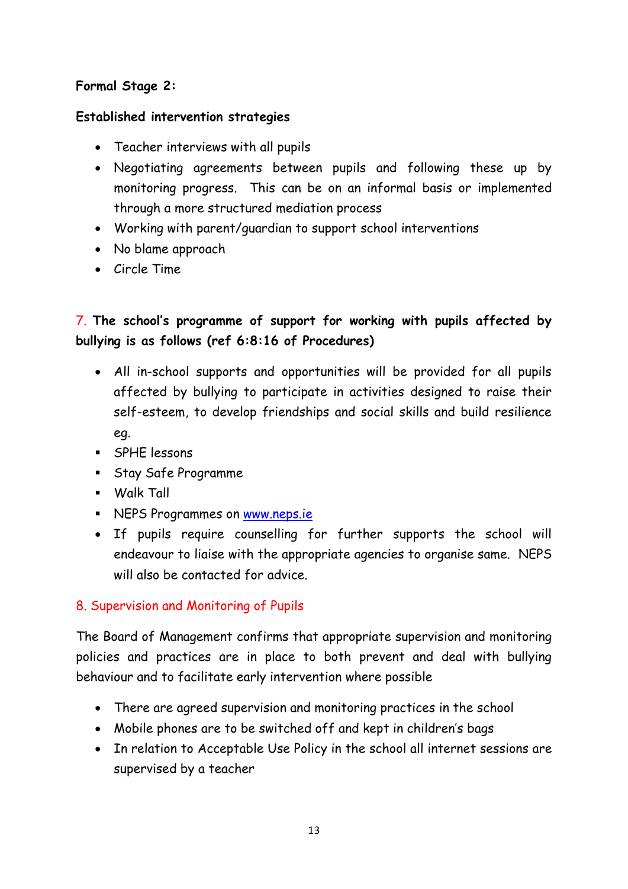**Formal Stage 2:**

**Established intervention strategies**

- Teacher interviews with all pupils
- Negotiating agreements between pupils and following these up by monitoring progress. This can be on an informal basis or implemented through a more structured mediation process
- Working with parent/guardian to support school interventions
- No blame approach
- Circle Time

## 7. The school's programme of support for working with pupils affected by bullying is as follows (ref 6:8:16 of Procedures)

- All in-school supports and opportunities will be provided for all pupils affected by bullying to participate in activities designed to raise their self-esteem, to develop friendships and social skills and build resilience eg.
  - SPHE lessons
  - Stay Safe Programme
  - Walk Tall
  - NEPS Programmes on [www.neps.ie](http://www.neps.ie)
- If pupils require counselling for further supports the school will endeavour to liaise with the appropriate agencies to organise same. NEPS will also be contacted for advice.

## 8. Supervision and Monitoring of Pupils

The Board of Management confirms that appropriate supervision and monitoring policies and practices are in place to both prevent and deal with bullying behaviour and to facilitate early intervention where possible

- There are agreed supervision and monitoring practices in the school
- Mobile phones are to be switched off and kept in children's bags
- In relation to Acceptable Use Policy in the school all internet sessions are supervised by a teacher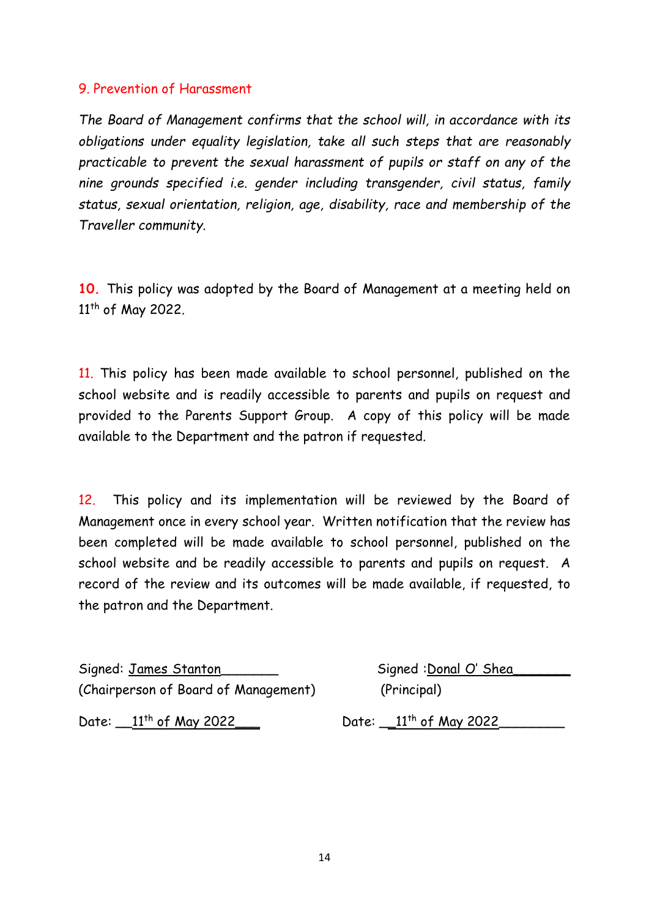## 9. Prevention of Harassment

*The Board of Management confirms that the school will, in accordance with its obligations under equality legislation, take all such steps that are reasonably practicable to prevent the sexual harassment of pupils or staff on any of the nine grounds specified i.e. gender including transgender, civil status, family status, sexual orientation, religion, age, disability, race and membership of the Traveller community.*

**10.** This policy was adopted by the Board of Management at a meeting held on 11th of May 2022.

11. This policy has been made available to school personnel, published on the school website and is readily accessible to parents and pupils on request and provided to the Parents Support Group. A copy of this policy will be made available to the Department and the patron if requested.

12. This policy and its implementation will be reviewed by the Board of Management once in every school year. Written notification that the review has been completed will be made available to school personnel, published on the school website and be readily accessible to parents and pupils on request. A record of the review and its outcomes will be made available, if requested, to the patron and the Department.

Signed: James Stanton
(Chairperson of Board of Management)

Date: 11th of May 2022

Signed: Donal O' Shea
(Principal)

Date: 11th of May 2022